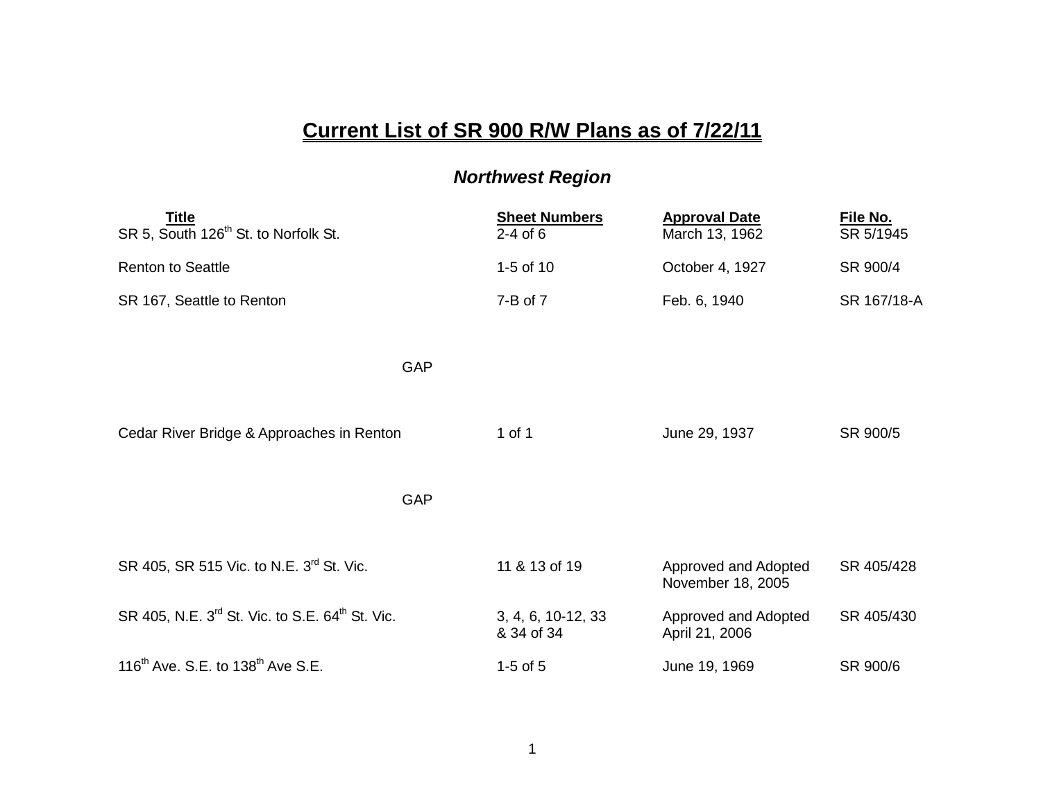# Current List of SR 900 R/W Plans as of 7/22/11

## *Northwest Region*

| Title | Sheet Numbers | Approval Date | File No. |
|---|---|---|---|
| SR 5, South 126th St. to Norfolk St. | 2-4 of 6 | March 13, 1962 | SR 5/1945 |
| Renton to Seattle | 1-5 of 10 | October 4, 1927 | SR 900/4 |
| SR 167, Seattle to Renton | 7-B of 7 | Feb. 6, 1940 | SR 167/18-A |
| GAP | | | |
| Cedar River Bridge & Approaches in Renton | 1 of 1 | June 29, 1937 | SR 900/5 |
| GAP | | | |
| SR 405, SR 515 Vic. to N.E. 3rd St. Vic. | 11 & 13 of 19 | Approved and Adopted November 18, 2005 | SR 405/428 |
| SR 405, N.E. 3rd St. Vic. to S.E. 64th St. Vic. | 3, 4, 6, 10-12, 33 & 34 of 34 | Approved and Adopted April 21, 2006 | SR 405/430 |
| 116th Ave. S.E. to 138th Ave S.E. | 1-5 of 5 | June 19, 1969 | SR 900/6 |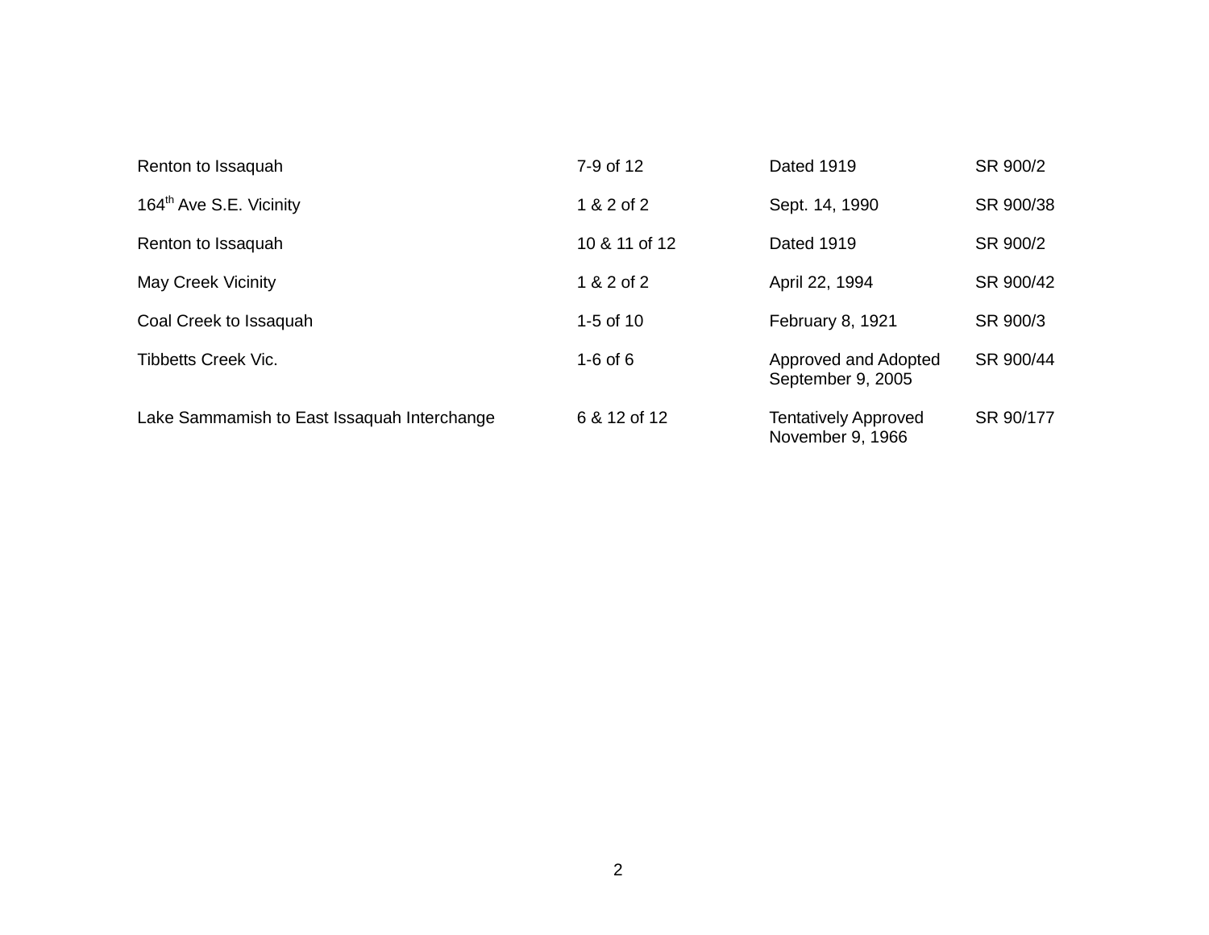| | | | |
|---|---|---|---|
| Renton to Issaquah | 7-9 of 12 | Dated 1919 | SR 900/2 |
| 164th Ave S.E. Vicinity | 1 & 2 of 2 | Sept. 14, 1990 | SR 900/38 |
| Renton to Issaquah | 10 & 11 of 12 | Dated 1919 | SR 900/2 |
| May Creek Vicinity | 1 & 2 of 2 | April 22, 1994 | SR 900/42 |
| Coal Creek to Issaquah | 1-5 of 10 | February 8, 1921 | SR 900/3 |
| Tibbetts Creek Vic. | 1-6 of 6 | Approved and Adopted September 9, 2005 | SR 900/44 |
| Lake Sammamish to East Issaquah Interchange | 6 & 12 of 12 | Tentatively Approved November 9, 1966 | SR 90/177 |